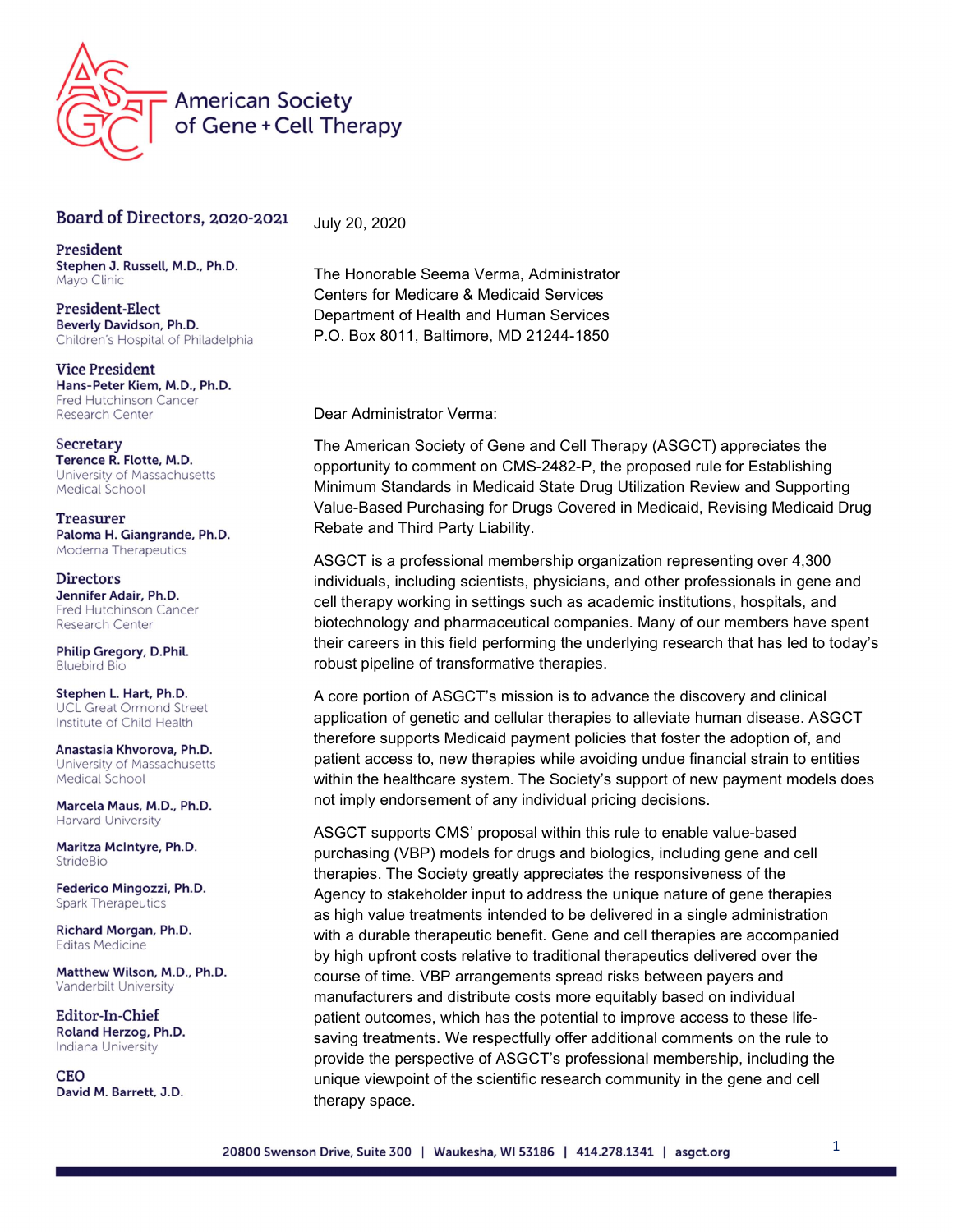# American Society of Gene + Cell Therapy

## Board of Directors, 2020-2021

**President**
**Stephen J. Russell, M.D., Ph.D.**
Mayo Clinic

**President-Elect**
**Beverly Davidson, Ph.D.**
Children's Hospital of Philadelphia

**Vice President**
**Hans-Peter Kiem, M.D., Ph.D.**
Fred Hutchinson Cancer Research Center

**Secretary**
**Terence R. Flotte, M.D.**
University of Massachusetts Medical School

**Treasurer**
**Paloma H. Giangrande, Ph.D.**
Moderna Therapeutics

**Directors**
**Jennifer Adair, Ph.D.**
Fred Hutchinson Cancer Research Center

**Philip Gregory, D.Phil.**
Bluebird Bio

**Stephen L. Hart, Ph.D.**
UCL Great Ormond Street Institute of Child Health

**Anastasia Khvorova, Ph.D.**
University of Massachusetts Medical School

**Marcela Maus, M.D., Ph.D.**
Harvard University

**Maritza McIntyre, Ph.D.**
StrideBio

**Federico Mingozzi, Ph.D.**
Spark Therapeutics

**Richard Morgan, Ph.D.**
Editas Medicine

**Matthew Wilson, M.D., Ph.D.**
Vanderbilt University

**Editor-In-Chief**
**Roland Herzog, Ph.D.**
Indiana University

**CEO**
**David M. Barrett, J.D.**

---

July 20, 2020

The Honorable Seema Verma, Administrator
Centers for Medicare & Medicaid Services
Department of Health and Human Services
P.O. Box 8011, Baltimore, MD 21244-1850

Dear Administrator Verma:

The American Society of Gene and Cell Therapy (ASGCT) appreciates the opportunity to comment on CMS-2482-P, the proposed rule for Establishing Minimum Standards in Medicaid State Drug Utilization Review and Supporting Value-Based Purchasing for Drugs Covered in Medicaid, Revising Medicaid Drug Rebate and Third Party Liability.

ASGCT is a professional membership organization representing over 4,300 individuals, including scientists, physicians, and other professionals in gene and cell therapy working in settings such as academic institutions, hospitals, and biotechnology and pharmaceutical companies. Many of our members have spent their careers in this field performing the underlying research that has led to today's robust pipeline of transformative therapies.

A core portion of ASGCT's mission is to advance the discovery and clinical application of genetic and cellular therapies to alleviate human disease. ASGCT therefore supports Medicaid payment policies that foster the adoption of, and patient access to, new therapies while avoiding undue financial strain to entities within the healthcare system. The Society's support of new payment models does not imply endorsement of any individual pricing decisions.

ASGCT supports CMS' proposal within this rule to enable value-based purchasing (VBP) models for drugs and biologics, including gene and cell therapies. The Society greatly appreciates the responsiveness of the Agency to stakeholder input to address the unique nature of gene therapies as high value treatments intended to be delivered in a single administration with a durable therapeutic benefit. Gene and cell therapies are accompanied by high upfront costs relative to traditional therapeutics delivered over the course of time. VBP arrangements spread risks between payers and manufacturers and distribute costs more equitably based on individual patient outcomes, which has the potential to improve access to these life-saving treatments. We respectfully offer additional comments on the rule to provide the perspective of ASGCT's professional membership, including the unique viewpoint of the scientific research community in the gene and cell therapy space.

20800 Swenson Drive, Suite 300 | Waukesha, WI 53186 | 414.278.1341 | asgct.org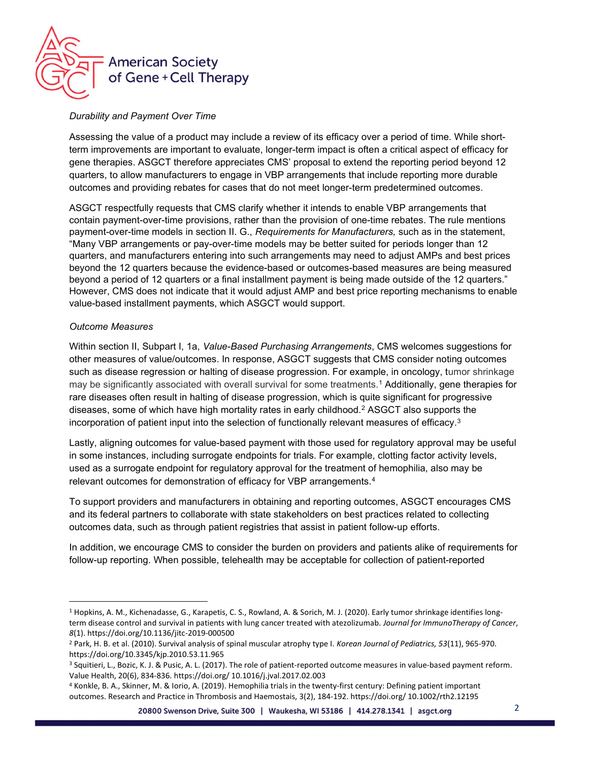*Durability and Payment Over Time*

Assessing the value of a product may include a review of its efficacy over a period of time. While short-term improvements are important to evaluate, longer-term impact is often a critical aspect of efficacy for gene therapies. ASGCT therefore appreciates CMS' proposal to extend the reporting period beyond 12 quarters, to allow manufacturers to engage in VBP arrangements that include reporting more durable outcomes and providing rebates for cases that do not meet longer-term predetermined outcomes.

ASGCT respectfully requests that CMS clarify whether it intends to enable VBP arrangements that contain payment-over-time provisions, rather than the provision of one-time rebates. The rule mentions payment-over-time models in section II. G., *Requirements for Manufacturers,* such as in the statement, "Many VBP arrangements or pay-over-time models may be better suited for periods longer than 12 quarters, and manufacturers entering into such arrangements may need to adjust AMPs and best prices beyond the 12 quarters because the evidence-based or outcomes-based measures are being measured beyond a period of 12 quarters or a final installment payment is being made outside of the 12 quarters." However, CMS does not indicate that it would adjust AMP and best price reporting mechanisms to enable value-based installment payments, which ASGCT would support.

*Outcome Measures*

Within section II, Subpart I, 1a, *Value-Based Purchasing Arrangements*, CMS welcomes suggestions for other measures of value/outcomes. In response, ASGCT suggests that CMS consider noting outcomes such as disease regression or halting of disease progression. For example, in oncology, tumor shrinkage may be significantly associated with overall survival for some treatments.[1] Additionally, gene therapies for rare diseases often result in halting of disease progression, which is quite significant for progressive diseases, some of which have high mortality rates in early childhood.[2] ASGCT also supports the incorporation of patient input into the selection of functionally relevant measures of efficacy.[3]

Lastly, aligning outcomes for value-based payment with those used for regulatory approval may be useful in some instances, including surrogate endpoints for trials. For example, clotting factor activity levels, used as a surrogate endpoint for regulatory approval for the treatment of hemophilia, also may be relevant outcomes for demonstration of efficacy for VBP arrangements.[4]

To support providers and manufacturers in obtaining and reporting outcomes, ASGCT encourages CMS and its federal partners to collaborate with state stakeholders on best practices related to collecting outcomes data, such as through patient registries that assist in patient follow-up efforts.

In addition, we encourage CMS to consider the burden on providers and patients alike of requirements for follow-up reporting. When possible, telehealth may be acceptable for collection of patient-reported

---

[1] Hopkins, A. M., Kichenadasse, G., Karapetis, C. S., Rowland, A. & Sorich, M. J. (2020). Early tumor shrinkage identifies long-term disease control and survival in patients with lung cancer treated with atezolizumab. *Journal for ImmunoTherapy of Cancer*, *8*(1). https://doi.org/10.1136/jitc-2019-000500

[2] Park, H. B. et al. (2010). Survival analysis of spinal muscular atrophy type I. *Korean Journal of Pediatrics, 53*(11), 965-970. https://doi.org/10.3345/kjp.2010.53.11.965

[3] Squitieri, L., Bozic, K. J. & Pusic, A. L. (2017). The role of patient-reported outcome measures in value-based payment reform. Value Health, 20(6), 834-836. https://doi.org/ 10.1016/j.jval.2017.02.003

[4] Konkle, B. A., Skinner, M. & Iorio, A. (2019). Hemophilia trials in the twenty-first century: Defining patient important outcomes. Research and Practice in Thrombosis and Haemostasis, 3(2), 184-192. https://doi.org/ 10.1002/rth2.12195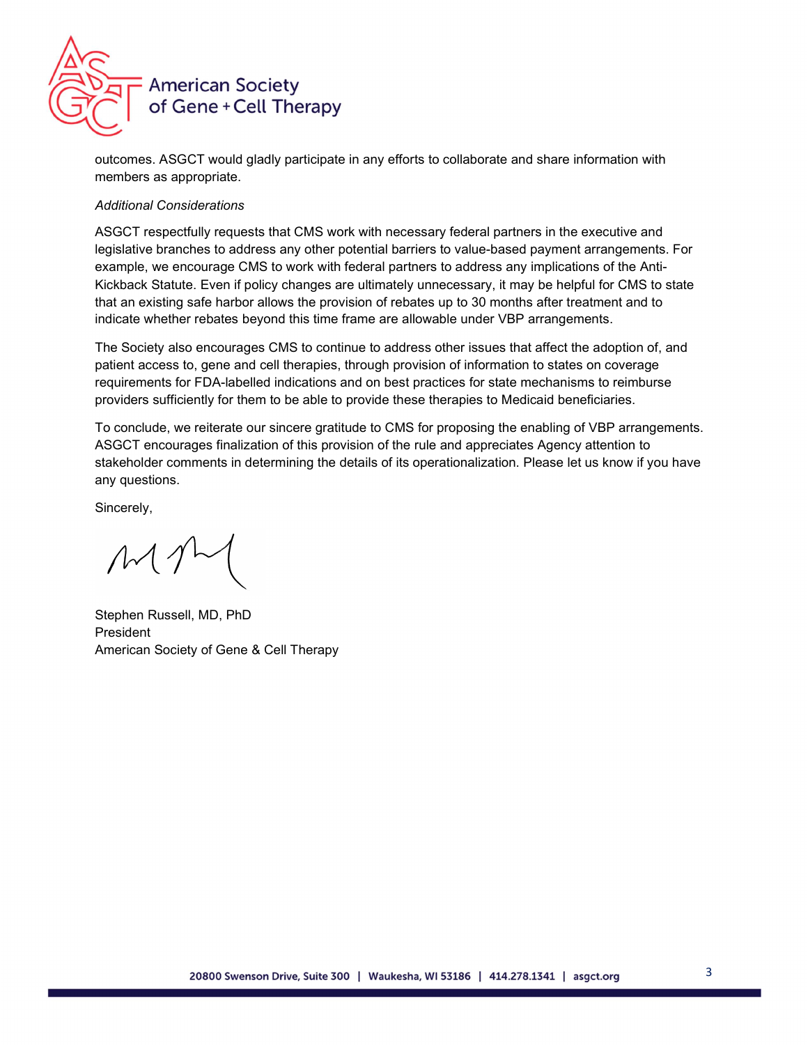outcomes. ASGCT would gladly participate in any efforts to collaborate and share information with members as appropriate.

*Additional Considerations*

ASGCT respectfully requests that CMS work with necessary federal partners in the executive and legislative branches to address any other potential barriers to value-based payment arrangements. For example, we encourage CMS to work with federal partners to address any implications of the Anti-Kickback Statute. Even if policy changes are ultimately unnecessary, it may be helpful for CMS to state that an existing safe harbor allows the provision of rebates up to 30 months after treatment and to indicate whether rebates beyond this time frame are allowable under VBP arrangements.

The Society also encourages CMS to continue to address other issues that affect the adoption of, and patient access to, gene and cell therapies, through provision of information to states on coverage requirements for FDA-labelled indications and on best practices for state mechanisms to reimburse providers sufficiently for them to be able to provide these therapies to Medicaid beneficiaries.

To conclude, we reiterate our sincere gratitude to CMS for proposing the enabling of VBP arrangements. ASGCT encourages finalization of this provision of the rule and appreciates Agency attention to stakeholder comments in determining the details of its operationalization. Please let us know if you have any questions.

Sincerely,

Stephen Russell, MD, PhD
President
American Society of Gene & Cell Therapy